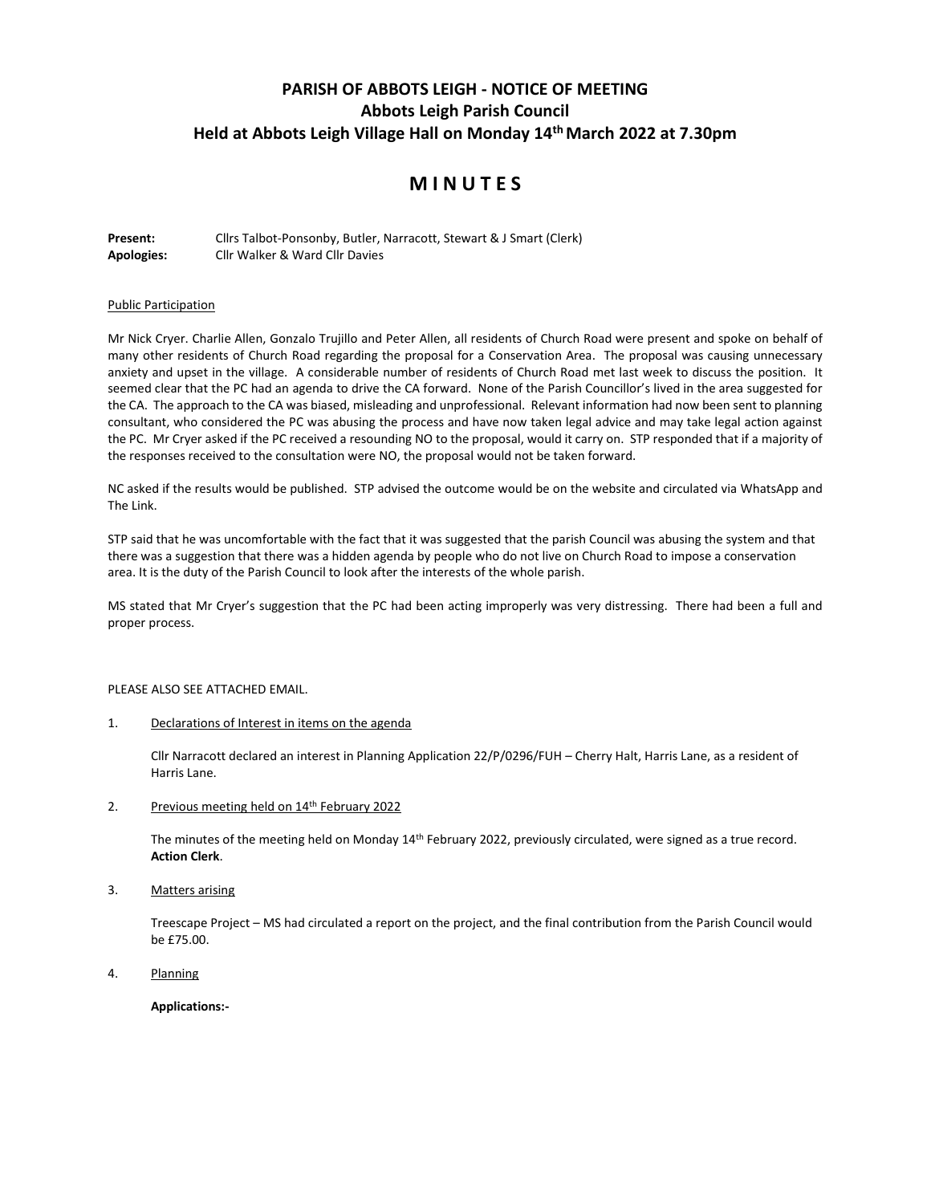# PARISH OF ABBOTS LEIGH - NOTICE OF MEETING
## Abbots Leigh Parish Council
## Held at Abbots Leigh Village Hall on Monday 14th March 2022 at 7.30pm

# M I N U T E S

**Present:** Cllrs Talbot-Ponsonby, Butler, Narracott, Stewart & J Smart (Clerk)
**Apologies:** Cllr Walker & Ward Cllr Davies

Public Participation

Mr Nick Cryer. Charlie Allen, Gonzalo Trujillo and Peter Allen, all residents of Church Road were present and spoke on behalf of many other residents of Church Road regarding the proposal for a Conservation Area. The proposal was causing unnecessary anxiety and upset in the village. A considerable number of residents of Church Road met last week to discuss the position. It seemed clear that the PC had an agenda to drive the CA forward. None of the Parish Councillor's lived in the area suggested for the CA. The approach to the CA was biased, misleading and unprofessional. Relevant information had now been sent to planning consultant, who considered the PC was abusing the process and have now taken legal advice and may take legal action against the PC. Mr Cryer asked if the PC received a resounding NO to the proposal, would it carry on. STP responded that if a majority of the responses received to the consultation were NO, the proposal would not be taken forward.

NC asked if the results would be published. STP advised the outcome would be on the website and circulated via WhatsApp and The Link.

STP said that he was uncomfortable with the fact that it was suggested that the parish Council was abusing the system and that there was a suggestion that there was a hidden agenda by people who do not live on Church Road to impose a conservation area. It is the duty of the Parish Council to look after the interests of the whole parish.

MS stated that Mr Cryer's suggestion that the PC had been acting improperly was very distressing. There had been a full and proper process.

PLEASE ALSO SEE ATTACHED EMAIL.

1. Declarations of Interest in items on the agenda

   Cllr Narracott declared an interest in Planning Application 22/P/0296/FUH – Cherry Halt, Harris Lane, as a resident of Harris Lane.

2. Previous meeting held on 14th February 2022

   The minutes of the meeting held on Monday 14th February 2022, previously circulated, were signed as a true record. **Action Clerk**.

3. Matters arising

   Treescape Project – MS had circulated a report on the project, and the final contribution from the Parish Council would be £75.00.

4. Planning

   **Applications:-**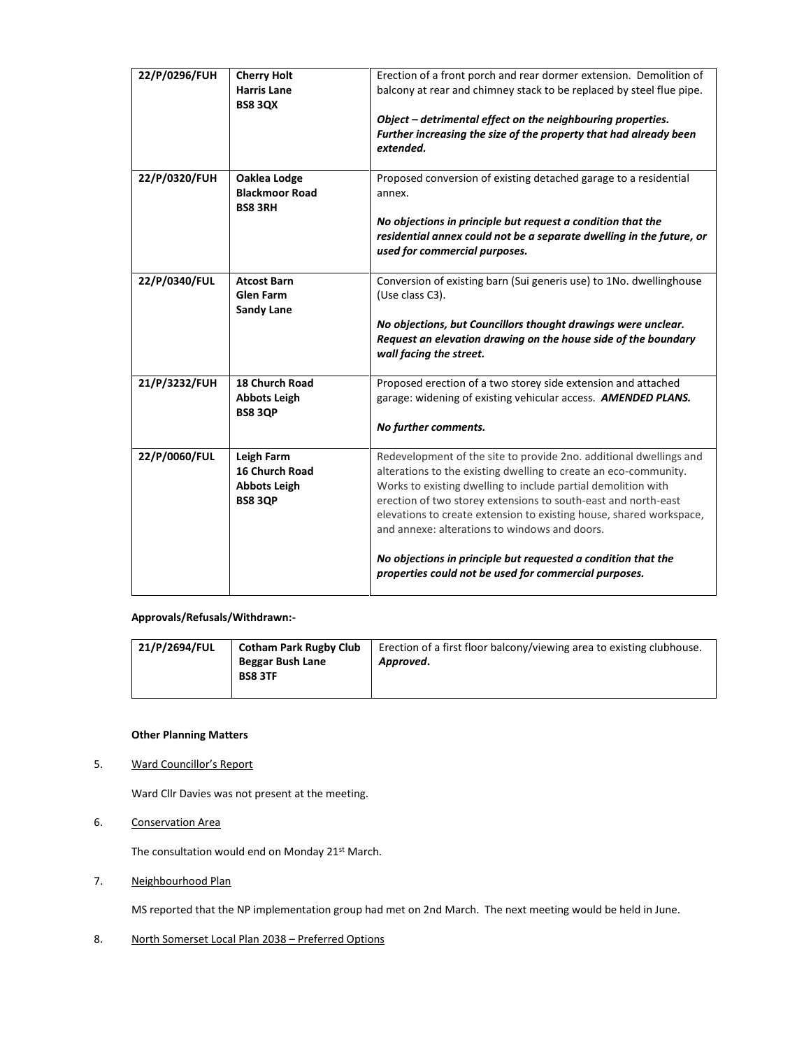| | | |
|---|---|---|
| 22/P/0296/FUH | **Cherry Holt**<br>**Harris Lane**<br>**BS8 3QX** | Erection of a front porch and rear dormer extension. Demolition of balcony at rear and chimney stack to be replaced by steel flue pipe.<br><br>***Object – detrimental effect on the neighbouring properties. Further increasing the size of the property that had already been extended.*** |
| 22/P/0320/FUH | **Oaklea Lodge**<br>**Blackmoor Road**<br>**BS8 3RH** | Proposed conversion of existing detached garage to a residential annex.<br><br>***No objections in principle but request a condition that the residential annex could not be a separate dwelling in the future, or used for commercial purposes.*** |
| 22/P/0340/FUL | **Atcost Barn**<br>**Glen Farm**<br>**Sandy Lane** | Conversion of existing barn (Sui generis use) to 1No. dwellinghouse (Use class C3).<br><br>***No objections, but Councillors thought drawings were unclear. Request an elevation drawing on the house side of the boundary wall facing the street.*** |
| 21/P/3232/FUH | **18 Church Road**<br>**Abbots Leigh**<br>**BS8 3QP** | Proposed erection of a two storey side extension and attached garage: widening of existing vehicular access. ***AMENDED PLANS.***<br><br>***No further comments.*** |
| 22/P/0060/FUL | **Leigh Farm**<br>**16 Church Road**<br>**Abbots Leigh**<br>**BS8 3QP** | Redevelopment of the site to provide 2no. additional dwellings and alterations to the existing dwelling to create an eco-community. Works to existing dwelling to include partial demolition with erection of two storey extensions to south-east and north-east elevations to create extension to existing house, shared workspace, and annexe: alterations to windows and doors.<br><br>***No objections in principle but requested a condition that the properties could not be used for commercial purposes.*** |

**Approvals/Refusals/Withdrawn:-**

| | | |
|---|---|---|
| 21/P/2694/FUL | **Cotham Park Rugby Club**<br>**Beggar Bush Lane**<br>**BS8 3TF** | Erection of a first floor balcony/viewing area to existing clubhouse.<br>***Approved*.** |

**Other Planning Matters**

5. Ward Councillor's Report

   Ward Cllr Davies was not present at the meeting.

6. Conservation Area

   The consultation would end on Monday 21st March.

7. Neighbourhood Plan

   MS reported that the NP implementation group had met on 2nd March. The next meeting would be held in June.

8. North Somerset Local Plan 2038 – Preferred Options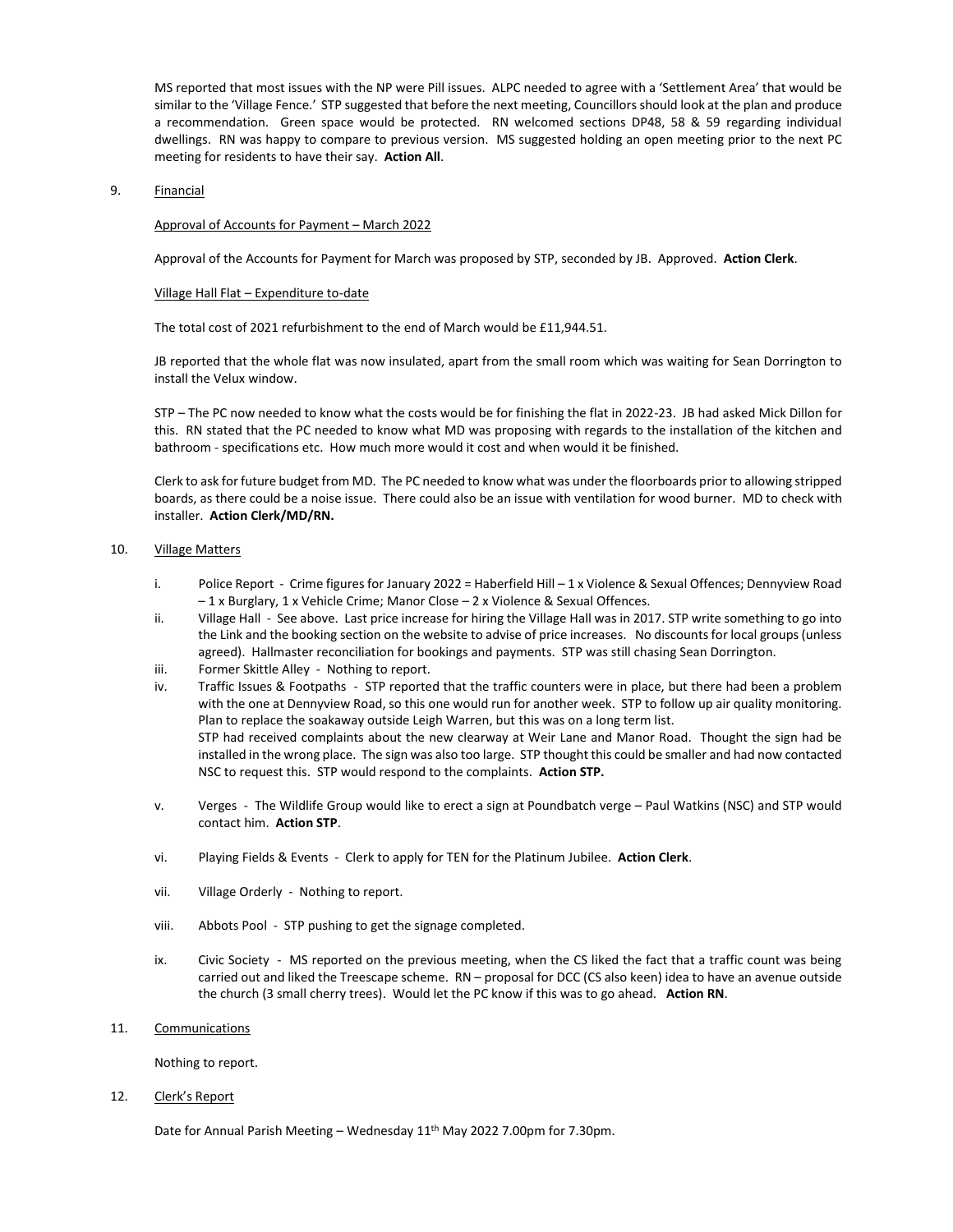MS reported that most issues with the NP were Pill issues. ALPC needed to agree with a 'Settlement Area' that would be similar to the 'Village Fence.' STP suggested that before the next meeting, Councillors should look at the plan and produce a recommendation. Green space would be protected. RN welcomed sections DP48, 58 & 59 regarding individual dwellings. RN was happy to compare to previous version. MS suggested holding an open meeting prior to the next PC meeting for residents to have their say. **Action All**.

9. Financial

Approval of Accounts for Payment – March 2022

Approval of the Accounts for Payment for March was proposed by STP, seconded by JB. Approved. **Action Clerk**.

Village Hall Flat – Expenditure to-date

The total cost of 2021 refurbishment to the end of March would be £11,944.51.

JB reported that the whole flat was now insulated, apart from the small room which was waiting for Sean Dorrington to install the Velux window.

STP – The PC now needed to know what the costs would be for finishing the flat in 2022-23. JB had asked Mick Dillon for this. RN stated that the PC needed to know what MD was proposing with regards to the installation of the kitchen and bathroom - specifications etc. How much more would it cost and when would it be finished.

Clerk to ask for future budget from MD. The PC needed to know what was under the floorboards prior to allowing stripped boards, as there could be a noise issue. There could also be an issue with ventilation for wood burner. MD to check with installer. **Action Clerk/MD/RN.**

10. Village Matters

i. Police Report - Crime figures for January 2022 = Haberfield Hill – 1 x Violence & Sexual Offences; Dennyview Road – 1 x Burglary, 1 x Vehicle Crime; Manor Close – 2 x Violence & Sexual Offences.

ii. Village Hall - See above. Last price increase for hiring the Village Hall was in 2017. STP write something to go into the Link and the booking section on the website to advise of price increases. No discounts for local groups (unless agreed). Hallmaster reconciliation for bookings and payments. STP was still chasing Sean Dorrington.

iii. Former Skittle Alley - Nothing to report.

iv. Traffic Issues & Footpaths - STP reported that the traffic counters were in place, but there had been a problem with the one at Dennyview Road, so this one would run for another week. STP to follow up air quality monitoring. Plan to replace the soakaway outside Leigh Warren, but this was on a long term list.
STP had received complaints about the new clearway at Weir Lane and Manor Road. Thought the sign had be installed in the wrong place. The sign was also too large. STP thought this could be smaller and had now contacted NSC to request this. STP would respond to the complaints. **Action STP.**

v. Verges - The Wildlife Group would like to erect a sign at Poundbatch verge – Paul Watkins (NSC) and STP would contact him. **Action STP**.

vi. Playing Fields & Events - Clerk to apply for TEN for the Platinum Jubilee. **Action Clerk**.

vii. Village Orderly - Nothing to report.

viii. Abbots Pool - STP pushing to get the signage completed.

ix. Civic Society - MS reported on the previous meeting, when the CS liked the fact that a traffic count was being carried out and liked the Treescape scheme. RN – proposal for DCC (CS also keen) idea to have an avenue outside the church (3 small cherry trees). Would let the PC know if this was to go ahead. **Action RN**.

11. Communications

Nothing to report.

12. Clerk's Report

Date for Annual Parish Meeting – Wednesday 11th May 2022 7.00pm for 7.30pm.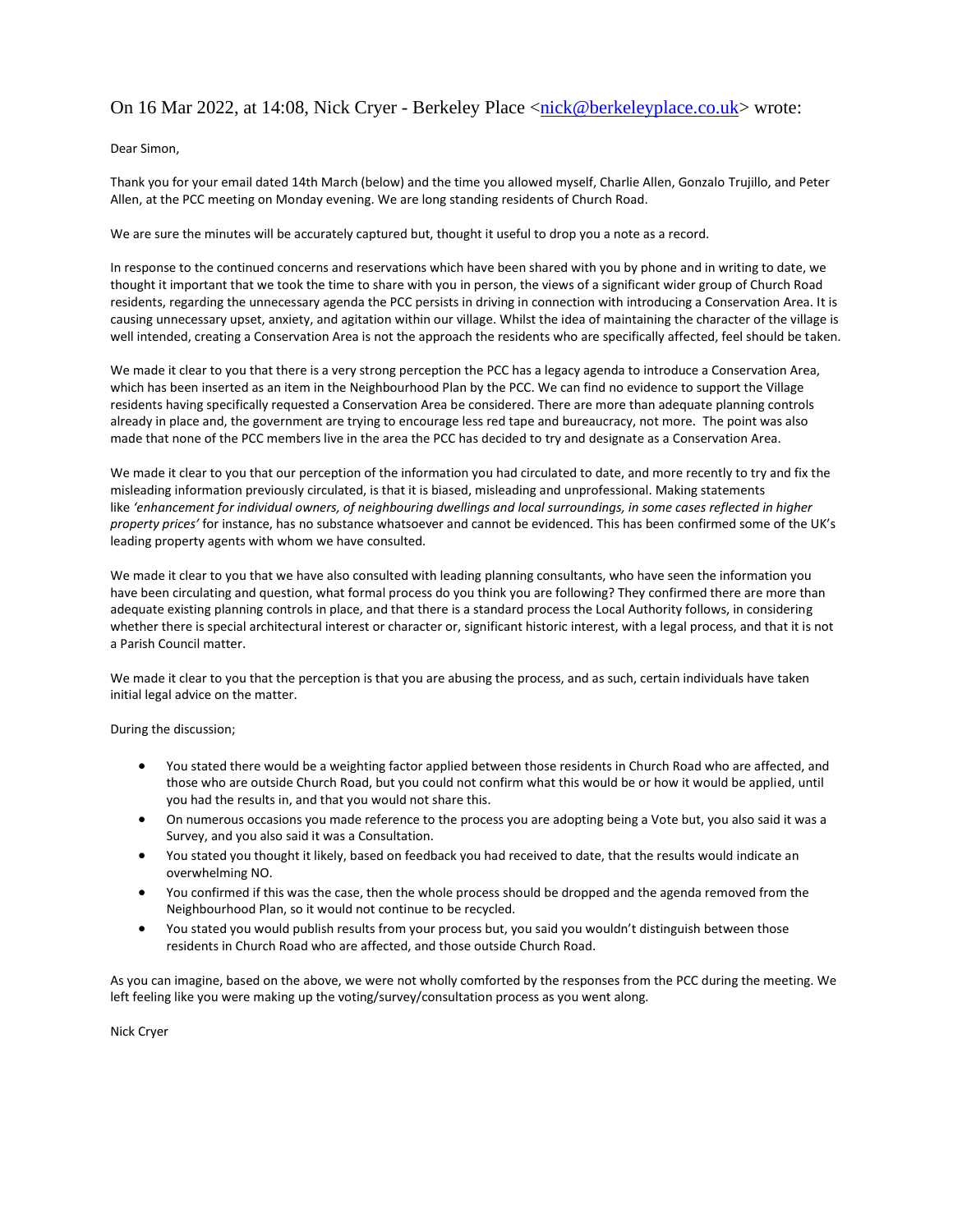On 16 Mar 2022, at 14:08, Nick Cryer - Berkeley Place <nick@berkeleyplace.co.uk> wrote:

Dear Simon,

Thank you for your email dated 14th March (below) and the time you allowed myself, Charlie Allen, Gonzalo Trujillo, and Peter Allen, at the PCC meeting on Monday evening. We are long standing residents of Church Road.

We are sure the minutes will be accurately captured but, thought it useful to drop you a note as a record.

In response to the continued concerns and reservations which have been shared with you by phone and in writing to date, we thought it important that we took the time to share with you in person, the views of a significant wider group of Church Road residents, regarding the unnecessary agenda the PCC persists in driving in connection with introducing a Conservation Area. It is causing unnecessary upset, anxiety, and agitation within our village. Whilst the idea of maintaining the character of the village is well intended, creating a Conservation Area is not the approach the residents who are specifically affected, feel should be taken.

We made it clear to you that there is a very strong perception the PCC has a legacy agenda to introduce a Conservation Area, which has been inserted as an item in the Neighbourhood Plan by the PCC. We can find no evidence to support the Village residents having specifically requested a Conservation Area be considered. There are more than adequate planning controls already in place and, the government are trying to encourage less red tape and bureaucracy, not more. The point was also made that none of the PCC members live in the area the PCC has decided to try and designate as a Conservation Area.

We made it clear to you that our perception of the information you had circulated to date, and more recently to try and fix the misleading information previously circulated, is that it is biased, misleading and unprofessional. Making statements like *'enhancement for individual owners, of neighbouring dwellings and local surroundings, in some cases reflected in higher property prices'* for instance, has no substance whatsoever and cannot be evidenced. This has been confirmed some of the UK's leading property agents with whom we have consulted.

We made it clear to you that we have also consulted with leading planning consultants, who have seen the information you have been circulating and question, what formal process do you think you are following? They confirmed there are more than adequate existing planning controls in place, and that there is a standard process the Local Authority follows, in considering whether there is special architectural interest or character or, significant historic interest, with a legal process, and that it is not a Parish Council matter.

We made it clear to you that the perception is that you are abusing the process, and as such, certain individuals have taken initial legal advice on the matter.

During the discussion;

- You stated there would be a weighting factor applied between those residents in Church Road who are affected, and those who are outside Church Road, but you could not confirm what this would be or how it would be applied, until you had the results in, and that you would not share this.
- On numerous occasions you made reference to the process you are adopting being a Vote but, you also said it was a Survey, and you also said it was a Consultation.
- You stated you thought it likely, based on feedback you had received to date, that the results would indicate an overwhelming NO.
- You confirmed if this was the case, then the whole process should be dropped and the agenda removed from the Neighbourhood Plan, so it would not continue to be recycled.
- You stated you would publish results from your process but, you said you wouldn't distinguish between those residents in Church Road who are affected, and those outside Church Road.

As you can imagine, based on the above, we were not wholly comforted by the responses from the PCC during the meeting. We left feeling like you were making up the voting/survey/consultation process as you went along.

Nick Cryer